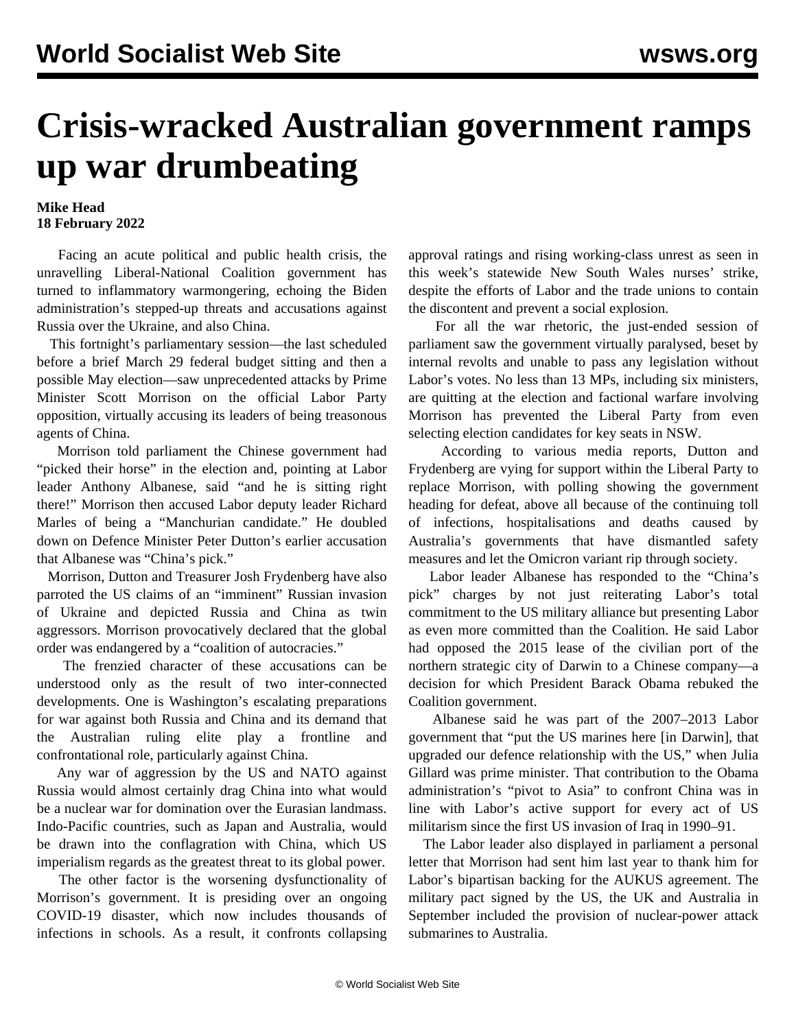# Crisis-wracked Australian government ramps up war drumbeating

**Mike Head**
**18 February 2022**

Facing an acute political and public health crisis, the unravelling Liberal-National Coalition government has turned to inflammatory warmongering, echoing the Biden administration's stepped-up threats and accusations against Russia over the Ukraine, and also China.

This fortnight's parliamentary session—the last scheduled before a brief March 29 federal budget sitting and then a possible May election—saw unprecedented attacks by Prime Minister Scott Morrison on the official Labor Party opposition, virtually accusing its leaders of being treasonous agents of China.

Morrison told parliament the Chinese government had "picked their horse" in the election and, pointing at Labor leader Anthony Albanese, said "and he is sitting right there!" Morrison then accused Labor deputy leader Richard Marles of being a "Manchurian candidate." He doubled down on Defence Minister Peter Dutton's earlier accusation that Albanese was "China's pick."

Morrison, Dutton and Treasurer Josh Frydenberg have also parroted the US claims of an "imminent" Russian invasion of Ukraine and depicted Russia and China as twin aggressors. Morrison provocatively declared that the global order was endangered by a "coalition of autocracies."

The frenzied character of these accusations can be understood only as the result of two inter-connected developments. One is Washington's escalating preparations for war against both Russia and China and its demand that the Australian ruling elite play a frontline and confrontational role, particularly against China.

Any war of aggression by the US and NATO against Russia would almost certainly drag China into what would be a nuclear war for domination over the Eurasian landmass. Indo-Pacific countries, such as Japan and Australia, would be drawn into the conflagration with China, which US imperialism regards as the greatest threat to its global power.

The other factor is the worsening dysfunctionality of Morrison's government. It is presiding over an ongoing COVID-19 disaster, which now includes thousands of infections in schools. As a result, it confronts collapsing approval ratings and rising working-class unrest as seen in this week's statewide New South Wales nurses' strike, despite the efforts of Labor and the trade unions to contain the discontent and prevent a social explosion.

For all the war rhetoric, the just-ended session of parliament saw the government virtually paralysed, beset by internal revolts and unable to pass any legislation without Labor's votes. No less than 13 MPs, including six ministers, are quitting at the election and factional warfare involving Morrison has prevented the Liberal Party from even selecting election candidates for key seats in NSW.

According to various media reports, Dutton and Frydenberg are vying for support within the Liberal Party to replace Morrison, with polling showing the government heading for defeat, above all because of the continuing toll of infections, hospitalisations and deaths caused by Australia's governments that have dismantled safety measures and let the Omicron variant rip through society.

Labor leader Albanese has responded to the "China's pick" charges by not just reiterating Labor's total commitment to the US military alliance but presenting Labor as even more committed than the Coalition. He said Labor had opposed the 2015 lease of the civilian port of the northern strategic city of Darwin to a Chinese company—a decision for which President Barack Obama rebuked the Coalition government.

Albanese said he was part of the 2007–2013 Labor government that "put the US marines here [in Darwin], that upgraded our defence relationship with the US," when Julia Gillard was prime minister. That contribution to the Obama administration's "pivot to Asia" to confront China was in line with Labor's active support for every act of US militarism since the first US invasion of Iraq in 1990–91.

The Labor leader also displayed in parliament a personal letter that Morrison had sent him last year to thank him for Labor's bipartisan backing for the AUKUS agreement. The military pact signed by the US, the UK and Australia in September included the provision of nuclear-power attack submarines to Australia.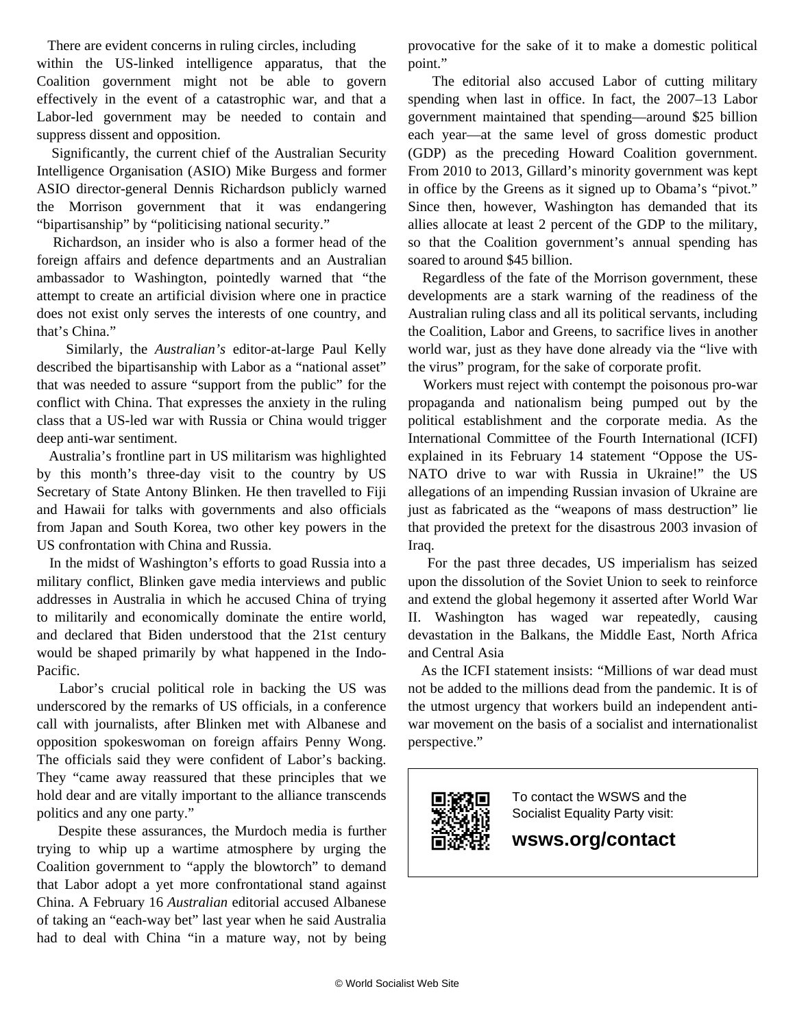There are evident concerns in ruling circles, including within the US-linked intelligence apparatus, that the Coalition government might not be able to govern effectively in the event of a catastrophic war, and that a Labor-led government may be needed to contain and suppress dissent and opposition.

Significantly, the current chief of the Australian Security Intelligence Organisation (ASIO) Mike Burgess and former ASIO director-general Dennis Richardson publicly warned the Morrison government that it was endangering "bipartisanship" by "politicising national security."

Richardson, an insider who is also a former head of the foreign affairs and defence departments and an Australian ambassador to Washington, pointedly warned that "the attempt to create an artificial division where one in practice does not exist only serves the interests of one country, and that's China."

Similarly, the *Australian's* editor-at-large Paul Kelly described the bipartisanship with Labor as a "national asset" that was needed to assure "support from the public" for the conflict with China. That expresses the anxiety in the ruling class that a US-led war with Russia or China would trigger deep anti-war sentiment.

Australia's frontline part in US militarism was highlighted by this month's three-day visit to the country by US Secretary of State Antony Blinken. He then travelled to Fiji and Hawaii for talks with governments and also officials from Japan and South Korea, two other key powers in the US confrontation with China and Russia.

In the midst of Washington's efforts to goad Russia into a military conflict, Blinken gave media interviews and public addresses in Australia in which he accused China of trying to militarily and economically dominate the entire world, and declared that Biden understood that the 21st century would be shaped primarily by what happened in the Indo-Pacific.

Labor's crucial political role in backing the US was underscored by the remarks of US officials, in a conference call with journalists, after Blinken met with Albanese and opposition spokeswoman on foreign affairs Penny Wong. The officials said they were confident of Labor's backing. They "came away reassured that these principles that we hold dear and are vitally important to the alliance transcends politics and any one party."

Despite these assurances, the Murdoch media is further trying to whip up a wartime atmosphere by urging the Coalition government to "apply the blowtorch" to demand that Labor adopt a yet more confrontational stand against China. A February 16 *Australian* editorial accused Albanese of taking an "each-way bet" last year when he said Australia had to deal with China "in a mature way, not by being provocative for the sake of it to make a domestic political point."

The editorial also accused Labor of cutting military spending when last in office. In fact, the 2007–13 Labor government maintained that spending—around $25 billion each year—at the same level of gross domestic product (GDP) as the preceding Howard Coalition government. From 2010 to 2013, Gillard's minority government was kept in office by the Greens as it signed up to Obama's "pivot." Since then, however, Washington has demanded that its allies allocate at least 2 percent of the GDP to the military, so that the Coalition government's annual spending has soared to around $45 billion.

Regardless of the fate of the Morrison government, these developments are a stark warning of the readiness of the Australian ruling class and all its political servants, including the Coalition, Labor and Greens, to sacrifice lives in another world war, just as they have done already via the "live with the virus" program, for the sake of corporate profit.

Workers must reject with contempt the poisonous pro-war propaganda and nationalism being pumped out by the political establishment and the corporate media. As the International Committee of the Fourth International (ICFI) explained in its February 14 statement "Oppose the US-NATO drive to war with Russia in Ukraine!" the US allegations of an impending Russian invasion of Ukraine are just as fabricated as the "weapons of mass destruction" lie that provided the pretext for the disastrous 2003 invasion of Iraq.

For the past three decades, US imperialism has seized upon the dissolution of the Soviet Union to seek to reinforce and extend the global hegemony it asserted after World War II. Washington has waged war repeatedly, causing devastation in the Balkans, the Middle East, North Africa and Central Asia

As the ICFI statement insists: "Millions of war dead must not be added to the millions dead from the pandemic. It is of the utmost urgency that workers build an independent anti-war movement on the basis of a socialist and internationalist perspective."

To contact the WSWS and the Socialist Equality Party visit:

**wsws.org/contact**